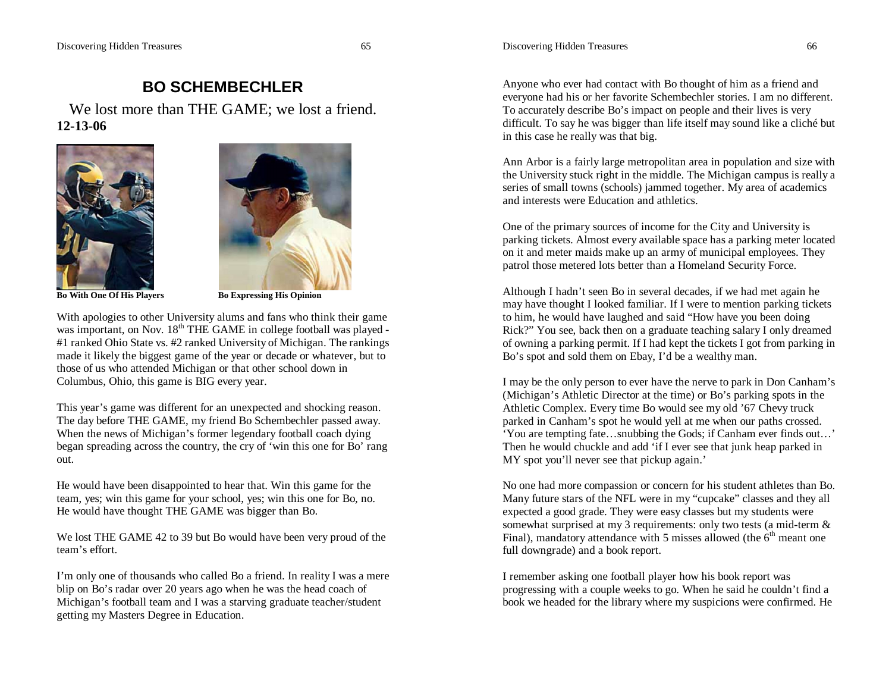# BO SCHEMBECHLER

We lost more than THE GAME; we lost a friend.

**12-13-06**

**Bo With One Of His Players**

**Bo Expressing His Opinion**

With apologies to other University alums and fans who think their game was important, on Nov. 18th THE GAME in college football was played - #1 ranked Ohio State vs. #2 ranked University of Michigan. The rankings made it likely the biggest game of the year or decade or whatever, but to those of us who attended Michigan or that other school down in Columbus, Ohio, this game is BIG every year.

This year's game was different for an unexpected and shocking reason. The day before THE GAME, my friend Bo Schembechler passed away. When the news of Michigan's former legendary football coach dying began spreading across the country, the cry of 'win this one for Bo' rang out.

He would have been disappointed to hear that. Win this game for the team, yes; win this game for your school, yes; win this one for Bo, no. He would have thought THE GAME was bigger than Bo.

We lost THE GAME 42 to 39 but Bo would have been very proud of the team's effort.

I'm only one of thousands who called Bo a friend. In reality I was a mere blip on Bo's radar over 20 years ago when he was the head coach of Michigan's football team and I was a starving graduate teacher/student getting my Masters Degree in Education.

Anyone who ever had contact with Bo thought of him as a friend and everyone had his or her favorite Schembechler stories. I am no different. To accurately describe Bo's impact on people and their lives is very difficult. To say he was bigger than life itself may sound like a cliché but in this case he really was that big.

Ann Arbor is a fairly large metropolitan area in population and size with the University stuck right in the middle. The Michigan campus is really a series of small towns (schools) jammed together. My area of academics and interests were Education and athletics.

One of the primary sources of income for the City and University is parking tickets. Almost every available space has a parking meter located on it and meter maids make up an army of municipal employees. They patrol those metered lots better than a Homeland Security Force.

Although I hadn't seen Bo in several decades, if we had met again he may have thought I looked familiar. If I were to mention parking tickets to him, he would have laughed and said "How have you been doing Rick?" You see, back then on a graduate teaching salary I only dreamed of owning a parking permit. If I had kept the tickets I got from parking in Bo's spot and sold them on Ebay, I'd be a wealthy man.

I may be the only person to ever have the nerve to park in Don Canham's (Michigan's Athletic Director at the time) or Bo's parking spots in the Athletic Complex. Every time Bo would see my old '67 Chevy truck parked in Canham's spot he would yell at me when our paths crossed. 'You are tempting fate…snubbing the Gods; if Canham ever finds out…' Then he would chuckle and add 'if I ever see that junk heap parked in MY spot you'll never see that pickup again.'

No one had more compassion or concern for his student athletes than Bo. Many future stars of the NFL were in my "cupcake" classes and they all expected a good grade. They were easy classes but my students were somewhat surprised at my 3 requirements: only two tests (a mid-term & Final), mandatory attendance with 5 misses allowed (the 6th meant one full downgrade) and a book report.

I remember asking one football player how his book report was progressing with a couple weeks to go. When he said he couldn't find a book we headed for the library where my suspicions were confirmed. He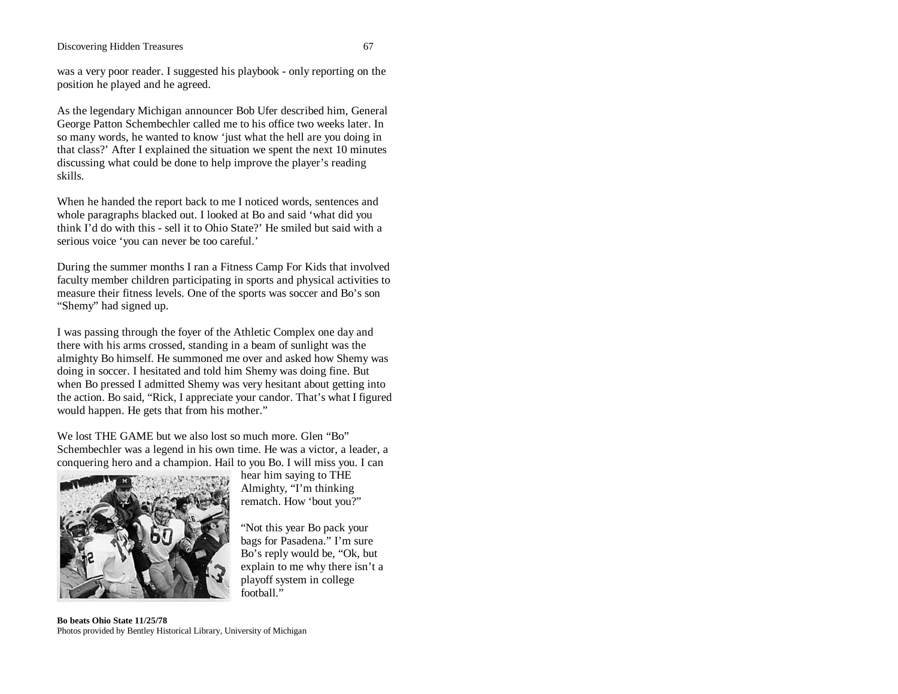was a very poor reader. I suggested his playbook - only reporting on the position he played and he agreed.

As the legendary Michigan announcer Bob Ufer described him, General George Patton Schembechler called me to his office two weeks later. In so many words, he wanted to know 'just what the hell are you doing in that class?' After I explained the situation we spent the next 10 minutes discussing what could be done to help improve the player's reading skills.

When he handed the report back to me I noticed words, sentences and whole paragraphs blacked out. I looked at Bo and said 'what did you think I'd do with this - sell it to Ohio State?' He smiled but said with a serious voice 'you can never be too careful.'

During the summer months I ran a Fitness Camp For Kids that involved faculty member children participating in sports and physical activities to measure their fitness levels. One of the sports was soccer and Bo's son "Shemy" had signed up.

I was passing through the foyer of the Athletic Complex one day and there with his arms crossed, standing in a beam of sunlight was the almighty Bo himself. He summoned me over and asked how Shemy was doing in soccer. I hesitated and told him Shemy was doing fine. But when Bo pressed I admitted Shemy was very hesitant about getting into the action. Bo said, "Rick, I appreciate your candor. That's what I figured would happen. He gets that from his mother."

We lost THE GAME but we also lost so much more. Glen "Bo" Schembechler was a legend in his own time. He was a victor, a leader, a conquering hero and a champion. Hail to you Bo. I will miss you. I can hear him saying to THE Almighty, "I'm thinking rematch. How 'bout you?"

"Not this year Bo pack your bags for Pasadena." I'm sure Bo's reply would be, "Ok, but explain to me why there isn't a playoff system in college football."

**Bo beats Ohio State 11/25/78**
Photos provided by Bentley Historical Library, University of Michigan